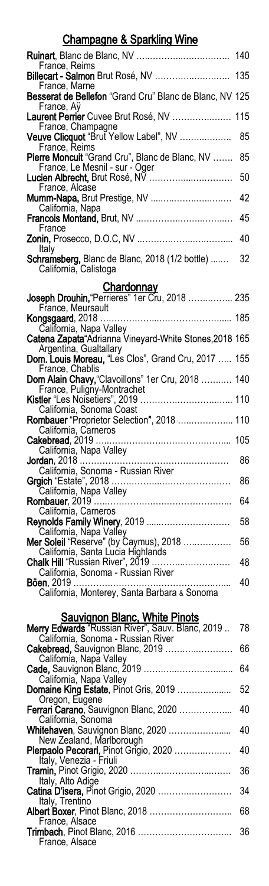## Champagne & Sparkling Wine

**Ruinart**, Blanc de Blanc, NV …………………………… 140
France, Reims

**Billecart - Salmon** Brut Rosé, NV ………………………… 135
France, Marne

**Besserat de Bellefon** "Grand Cru" Blanc de Blanc, NV 125
France, Aÿ

**Laurent Perrier** Cuvee Brut Rosé, NV ………………… 115
France, Champagne

**Veuve Clicquot** "Brut Yellow Label", NV ……………… 85
France, Reims

**Pierre Moncuit** "Grand Cru", Blanc de Blanc, NV ……. 85
France, Le Mesnil - sur - Oger

**Lucien Albrecht**, Brut Rosé, NV ………………………… 50
France, Alcase

**Mumm-Napa,** Brut Prestige, NV …………………………… 42
California, Napa

**Francois Montand,** Brut, NV ……………………………… 45
France

**Zonin,** Prosecco, D.O.C, NV ……………………………… 40
Italy

**Schramsberg,** Blanc de Blanc, 2018 (1/2 bottle) ……. 32
California, Calistoga

## Chardonnay

**Joseph Drouhin,**"Perrieres" 1er Cru, 2018 …………… 235
France, Meursault

**Kongsgaard**, 2018 ……………………………………… 185
California, Napa Valley

**Catena Zapata**"Adrianna Vineyard-White Stones,2018 165
Argentina, Gualtallary

**Dom. Louis Moreau,** "Les Clos", Grand Cru, 2017 ….. 155
France, Chablis

**Dom Alain Chavy,**"Clavoillons" 1er Cru, 2018 ………. 140
France, Puligny-Montrachet

**Kistler** "Les Noisetiers", 2019 …………………………… 110
California, Sonoma Coast

**Rombauer** "Proprietor Selection", 2018 ……………… 110
California, Carneros

**Cakebread**, 2019 ………………………………………… 105
California, Napa Valley

**Jordan**, 2018 ……………………………………………… 86
California, Sonoma - Russian River

**Grgich** "Estate", 2018 …………………………………… 86
California, Napa Valley

**Rombauer**, 2019 ………………………………………… 64
California, Carneros

**Reynolds Family Winery**, 2019 ………………………… 58
California, Napa Valley

**Mer Soleil** "Reserve" (by Caymus), 2018 ……………… 56
California, Santa Lucia Highlands

**Chalk Hill** "Russian River", 2019 ………………………… 48
California, Sonoma - Russian River

**Böen**, 2019 ………………………………………………… 40
California, Monterey, Santa Barbara & Sonoma

## Sauvignon Blanc, White Pinots

**Merry Edwards** "Russian River", Sauv. Blanc, 2019 .. 78
California, Sonoma - Russian River

**Cakebread,** Sauvignon Blanc, 2019 ……………………… 66
California, Napa Valley

**Cade,** Sauvignon Blanc, 2019 …………………………… 64
California, Napa Valley

**Domaine King Estate**, Pinot Gris, 2019 ……………… 52
Oregon, Eugene

**Ferrari Carano**, Sauvignon Blanc, 2020 ……………… 40
California, Sonoma

**Whitehaven**, Sauvignon Blanc, 2020 ………………… 40
New Zealand, Marlborough

**Pierpaolo Pecorari,** Pinot Grigio, 2020 ……………… 40
Italy, Venezia - Friuli

**Tramin,** Pinot Grigio, 2020 ……………………………… 36
Italy, Alto Adige

**Catina D'isera,** Pinot Grigio, 2020 …………………… 34
Italy, Trentino

**Albert Boxer**, Pinot Blanc, 2018 ……………………… 68
France, Alsace

**Trimbach**, Pinot Blanc, 2016 …………………………… 36
France, Alsace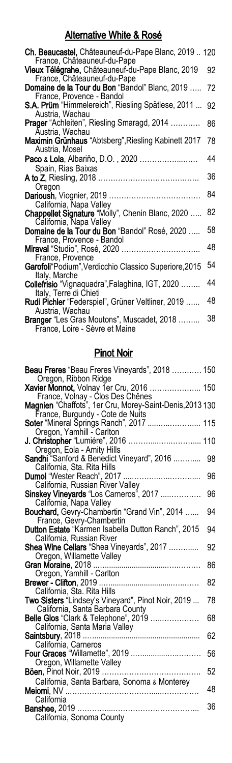## Alternative White & Rosé

**Ch. Beaucastel,** Châteauneuf-du-Pape Blanc, 2019 .. 120
France, Châteauneuf-du-Pape

**Vieux Télégrahe,** Châteauneuf-du-Pape Blanc, 2019 92
France, Châteauneuf-du-Pape

**Domaine de la Tour du Bon** "Bandol" Blanc, 2019 ..... 72
France, Provence - Bandol

**S.A. Prüm** "Himmelereich", Riesling Spätlese, 2011 ... 92
Austria, Wachau

**Prager** "Achleiten", Riesling Smaragd, 2014 ............ 86
Austria, Wachau

**Maximin Grünhaus** "Abtsberg",Riesling Kabinett 2017 78
Austria, Mosel

**Paco & Lola**, Albariño, D.O. , 2020 .................... 44
Spain, Rias Baixas

**A to Z**, Riesling, 2018 .................................... 36
Oregon

**Darioush**, Viognier, 2019 ................................ 84
California, Napa Valley

**Chappellet Signature** "Molly", Chenin Blanc, 2020 ..... 82
California, Napa Valley

**Domaine de la Tour du Bon** "Bandol" Rosé, 2020 ..... 58
France, Provence - Bandol

**Miraval** "Studio", Rosé, 2020 ............................ 48
France, Provence

**Garofoli**"Podium",Verdicchio Classico Superiore,2015 54
Italy, Marche

**Collefrisio** "Vignaquadra",Falaghina, IGT, 2020 ........ 44
Italy, Terre di Chieti

**Rudi Pichler** "Federspiel", Grüner Veltliner, 2019 ...... 48
Austria, Wachau

**Branger** "Les Gras Moutons", Muscadet, 2018 ......... 38
France, Loire - Sèvre et Maine

## Pinot Noir

**Beau Freres** "Beau Freres Vineyards", 2018 ............ 150
Oregon, Ribbon Ridge

**Xavier Monnot,** Volnay 1er Cru, 2016 .................... 150
France, Volnay - Clos Des Chênes

**Magnien** "Chaffots", 1er Cru, Morey-Saint-Denis,2013 130
France, Burgundy - Cote de Nuits

**Soter** "Mineral Springs Ranch", 2017 .................... 115
Oregon, Yamhill - Carlton

**J. Christopher** "Lumiére", 2016 .......................... 110
Oregon, Eola - Amity Hills

**Sandhi** "Sanford & Benedict Vineyard", 2016 ........... 98
California, Sta. Rita Hills

**Dumol** "Wester Reach", 2017 ............................ 96
California, Russian River Valley

**Sinskey Vineyards** "Los Carneros", 2017 ................ 96
California, Napa Valley

**Bouchard,** Gevry-Chambertin "Grand Vin", 2014 ...... 94
France, Gevry-Chambertin

**Dutton Estate** "Karmen Isabella Dutton Ranch", 2015 94
California, Russian River

**Shea Wine Cellars** "Shea Vineyards", 2017 ............ 92
Oregon, Willamette Valley

**Gran Moraine**, 2018 ........................................ 86
Oregon, Yamhill - Carlton

**Brewer - Clifton**, 2019 ...................................... 82
California, Sta. Rita Hills

**Two Sisters** "Lindsey's Vineyard", Pinot Noir, 2019 ... 78
California, Santa Barbara County

**Belle Glos** "Clark & Telephone", 2019 .................. 68
California, Santa Maria Valley

**Saintsbury**, 2018 ............................................ 62
California, Carneros

**Four Graces** "Willamette", 2019 .......................... 56
Oregon, Willamette Valley

**Böen**, Pinot Noir, 2019 ...................................... 52
California, Santa Barbara, Sonoma & Monterey

**Meiomi**, NV ................................................... 48
California

**Banshee,** 2019 ................................................ 36
California, Sonoma County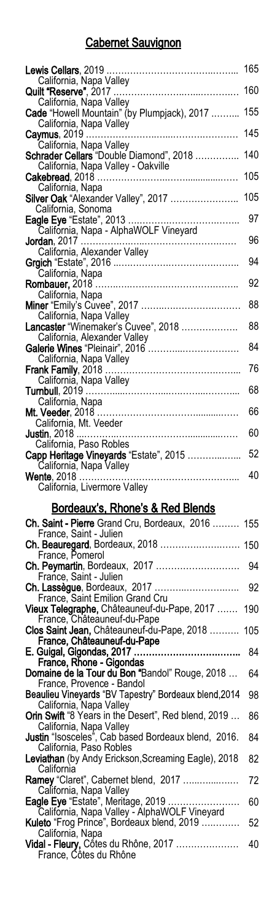## Cabernet Sauvignon

**Lewis Cellars**, 2019 ........................................ 165
California, Napa Valley

**Quilt "Reserve"**, 2017 ........................................ 160
California, Napa Valley

**Cade** "Howell Mountain" (by Plumpjack), 2017 .......... 155
California, Napa Valley

**Caymus**, 2019 ........................................ 145
California, Napa Valley

**Schrader Cellars** "Double Diamond", 2018 .............. 140
California, Napa Valley - Oakville

**Cakebread**, 2018 ........................................ 105
California, Napa

**Silver Oak** "Alexander Valley", 2017 ...................... 105
California, Sonoma

**Eagle Eye** "Estate", 2013 ........................................ 97
California, Napa - AlphaWOLF Vineyard

**Jordan**, 2017 ........................................ 96
California, Alexander Valley

**Grgich** "Estate", 2016 ........................................ 94
California, Napa

**Rombauer**, 2018 ........................................ 92
California, Napa

**Miner** "Emily's Cuvee", 2017 ........................................ 88
California, Napa Valley

**Lancaster** "Winemaker's Cuvee", 2018 .................. 88
California, Alexander Valley

**Galerie Wines** "Pleinair", 2016 ........................................ 84
California, Napa Valley

**Frank Family**, 2018 ........................................ 76
California, Napa Valley

**Turnbull**, 2019 ........................................ 68
California, Napa

**Mt. Veeder**, 2018 ........................................ 66
California, Mt. Veeder

**Justin**, 2018 ........................................ 60
California, Paso Robles

**Capp Heritage Vineyards** "Estate", 2015 .................. 52
California, Napa Valley

**Wente**, 2018 ........................................ 40
California, Livermore Valley

## Bordeaux's, Rhone's & Red Blends

**Ch. Saint - Pierre** Grand Cru, Bordeaux, 2016 ......... 155
France, Saint - Julien

**Ch. Beauregard**, Bordeaux, 2018 .......................... 150
France, Pomerol

**Ch. Peymartin**, Bordeaux, 2017 .......................... 94
France, Saint - Julien

**Ch. Lassègue**, Bordeaux, 2017 .......................... 92
France, Saint Emilion Grand Cru

**Vieux Telegraphe,** Châteauneuf-du-Pape, 2017 ....... 190
France, Châteauneuf-du-Pape

**Clos Saint Jean,** Châteauneuf-du-Pape, 2018 .......... 105
**France, Châteauneuf-du-Pape**

**E. Guigal, Gigondas, 2017 ..........................** 84
**France, Rhone - Gigondas**

**Domaine de la Tour du Bon** "Bandol" Rouge, 2018 ... 64
France, Provence - Bandol

**Beaulieu Vineyards** "BV Tapestry" Bordeaux blend,2014 98
California, Napa Valley

**Orin Swift** "8 Years in the Desert", Red blend, 2019 ... 86
California, Napa Valley

**Justin** "Isosceles", Cab based Bordeaux blend, 2016. 84
California, Paso Robles

**Leviathan** (by Andy Erickson,Screaming Eagle), 2018 82
California

**Ramey** "Claret", Cabernet blend, 2017 .................. 72
California, Napa Valley

**Eagle Eye** "Estate", Meritage, 2019 .......................... 60
California, Napa Valley - AlphaWOLF Vineyard

**Kuleto** "Frog Prince", Bordeaux blend, 2019 ............ 52
California, Napa

**Vidal - Fleury,** Côtes du Rhône, 2017 .................... 40
France, Côtes du Rhône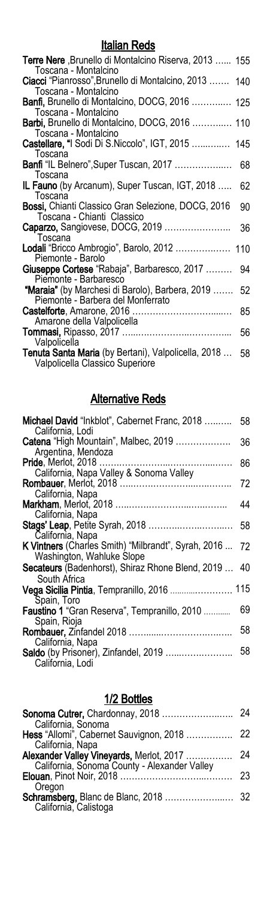## Italian Reds

**Terre Nere** ,Brunello di Montalcino Riserva, 2013 ...... 155
Toscana - Montalcino

**Ciacci** "Pianrosso",Brunello di Montalcino, 2013 ....... 140
Toscana - Montalcino

**Banfi,** Brunello di Montalcino, DOCG, 2016 ............. 125
Toscana - Montalcino

**Barbi,** Brunello di Montalcino, DOCG, 2016 ............. 110
Toscana - Montalcino

**Castellare, "**I Sodi Di S.Niccolo", IGT, 2015 ............. 145
Toscana

**Banfi** "IL Belnero",Super Tuscan, 2017 .................. 68
Toscana

**IL Fauno** (by Arcanum), Super Tuscan, IGT, 2018 ..... 62
Toscana

**Bossi,** Chianti Classico Gran Selezione, DOCG, 2016 90
Toscana - Chianti Classico

**Caparzo,** Sangiovese, DOCG, 2019 ...................... 36
Toscana

**Lodali** "Bricco Ambrogio", Barolo, 2012 .................. 110
Piemonte - Barolo

**Giuseppe Cortese** "Rabaja", Barbaresco, 2017 ......... 94
Piemonte - Barbaresco

**"Maraia"** (by Marchesi di Barolo), Barbera, 2019 ....... 52
Piemonte - Barbera del Monferrato

**Castelforte**, Amarone, 2016 ................................. 85
Amarone della Valpolicella

**Tommasi,** Ripasso, 2017 ...................................... 56
Valpolicella

**Tenuta Santa Maria** (by Bertani), Valpolicella, 2018 ... 58
Valpolicella Classico Superiore

## Alternative Reds

**Michael David** "Inkblot", Cabernet Franc, 2018 .......... 58
California, Lodi

**Catena** "High Mountain", Malbec, 2019 .................. 36
Argentina, Mendoza

**Pride**, Merlot, 2018 .............................................. 86
California, Napa Valley & Sonoma Valley

**Rombauer**, Merlot, 2018 ....................................... 72
California, Napa

**Markham**, Merlot, 2018 ......................................... 44
California, Napa

**Stags' Leap**, Petite Syrah, 2018 .............................. 58
California, Napa

**K Vintners** (Charles Smith) "Milbrandt", Syrah, 2016 ... 72
Washington, Wahluke Slope

**Secateurs** (Badenhorst), Shiraz Rhone Blend, 2019 ... 40
South Africa

**Vega Sicilia Pintia**, Tempranillo, 2016 ........................ 115
Spain, Toro

**Faustino 1** "Gran Reserva", Tempranillo, 2010 ........... 69
Spain, Rioja

**Rombauer,** Zinfandel 2018 ..................................... 58
California, Napa

**Saldo** (by Prisoner), Zinfandel, 2019 ......................... 58
California, Lodi

## 1/2 Bottles

**Sonoma Cutrer,** Chardonnay, 2018 ......................... 24
California, Sonoma

**Hess** "Allomi", Cabernet Sauvignon, 2018 ................ 22
California, Napa

**Alexander Valley Vineyards,** Merlot, 2017 ................ 24
California, Sonoma County - Alexander Valley

**Elouan**, Pinot Noir, 2018 ......................................... 23
Oregon

**Schramsberg,** Blanc de Blanc, 2018 ........................ 32
California, Calistoga